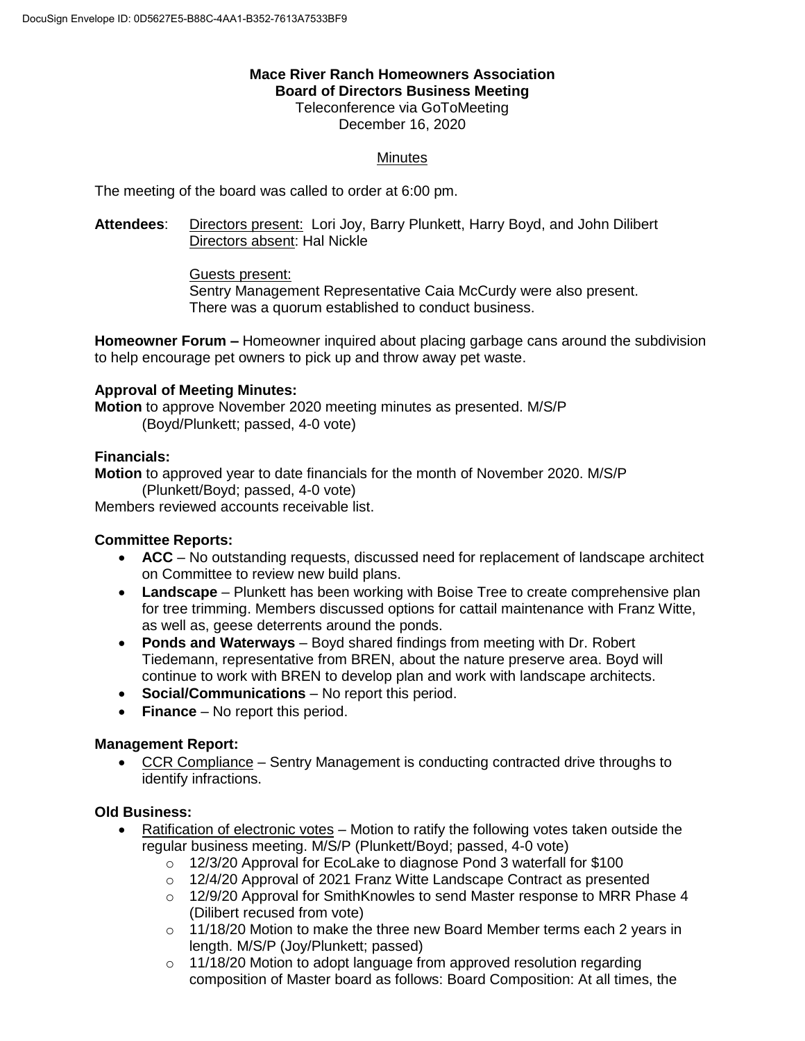**Mace River Ranch Homeowners Association**
**Board of Directors Business Meeting**
Teleconference via GoToMeeting
December 16, 2020

Minutes

The meeting of the board was called to order at 6:00 pm.

**Attendees**: Directors present: Lori Joy, Barry Plunkett, Harry Boyd, and John Dilibert
Directors absent: Hal Nickle

Guests present:
Sentry Management Representative Caia McCurdy were also present.
There was a quorum established to conduct business.

**Homeowner Forum –** Homeowner inquired about placing garbage cans around the subdivision to help encourage pet owners to pick up and throw away pet waste.

**Approval of Meeting Minutes:**
**Motion** to approve November 2020 meeting minutes as presented. M/S/P
(Boyd/Plunkett; passed, 4-0 vote)

**Financials:**
**Motion** to approved year to date financials for the month of November 2020. M/S/P
(Plunkett/Boyd; passed, 4-0 vote)
Members reviewed accounts receivable list.

**Committee Reports:**

- **ACC** – No outstanding requests, discussed need for replacement of landscape architect on Committee to review new build plans.
- **Landscape** – Plunkett has been working with Boise Tree to create comprehensive plan for tree trimming. Members discussed options for cattail maintenance with Franz Witte, as well as, geese deterrents around the ponds.
- **Ponds and Waterways** – Boyd shared findings from meeting with Dr. Robert Tiedemann, representative from BREN, about the nature preserve area. Boyd will continue to work with BREN to develop plan and work with landscape architects.
- **Social/Communications** – No report this period.
- **Finance** – No report this period.

**Management Report:**

- CCR Compliance – Sentry Management is conducting contracted drive throughs to identify infractions.

**Old Business:**

- Ratification of electronic votes – Motion to ratify the following votes taken outside the regular business meeting. M/S/P (Plunkett/Boyd; passed, 4-0 vote)
  - 12/3/20 Approval for EcoLake to diagnose Pond 3 waterfall for $100
  - 12/4/20 Approval of 2021 Franz Witte Landscape Contract as presented
  - 12/9/20 Approval for SmithKnowles to send Master response to MRR Phase 4 (Dilibert recused from vote)
  - 11/18/20 Motion to make the three new Board Member terms each 2 years in length. M/S/P (Joy/Plunkett; passed)
  - 11/18/20 Motion to adopt language from approved resolution regarding composition of Master board as follows: Board Composition: At all times, the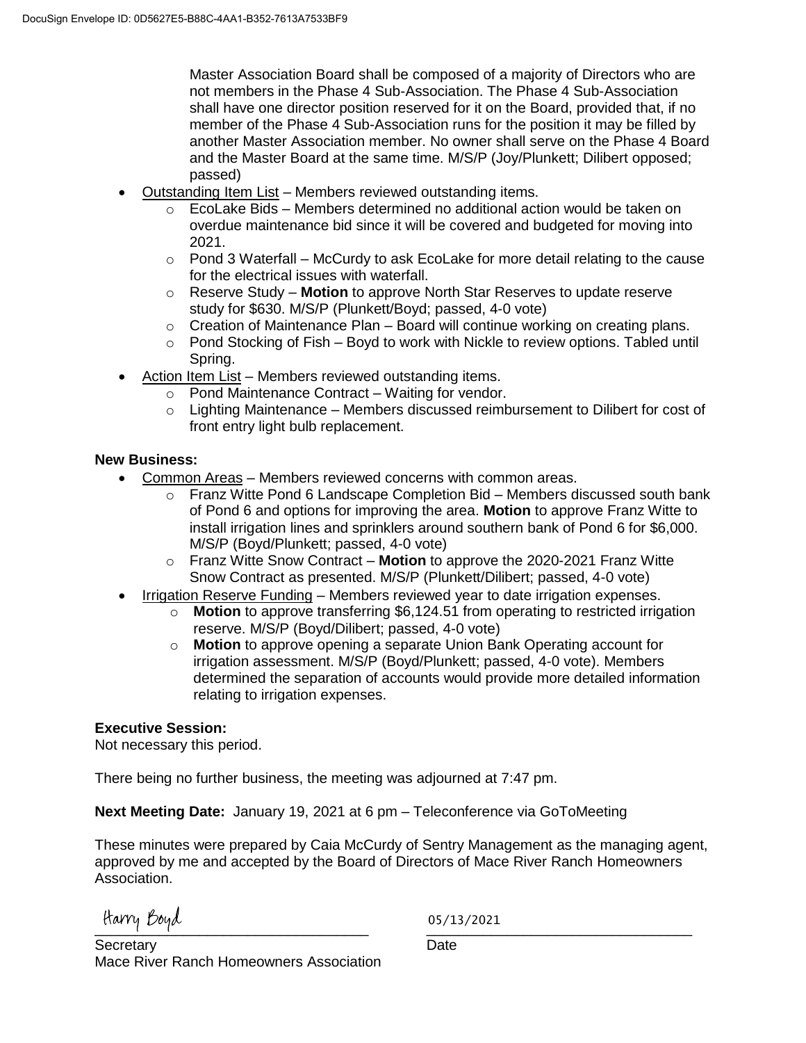Master Association Board shall be composed of a majority of Directors who are not members in the Phase 4 Sub-Association. The Phase 4 Sub-Association shall have one director position reserved for it on the Board, provided that, if no member of the Phase 4 Sub-Association runs for the position it may be filled by another Master Association member. No owner shall serve on the Phase 4 Board and the Master Board at the same time. M/S/P (Joy/Plunkett; Dilibert opposed; passed)

- Outstanding Item List – Members reviewed outstanding items.
  - EcoLake Bids – Members determined no additional action would be taken on overdue maintenance bid since it will be covered and budgeted for moving into 2021.
  - Pond 3 Waterfall – McCurdy to ask EcoLake for more detail relating to the cause for the electrical issues with waterfall.
  - Reserve Study – **Motion** to approve North Star Reserves to update reserve study for $630. M/S/P (Plunkett/Boyd; passed, 4-0 vote)
  - Creation of Maintenance Plan – Board will continue working on creating plans.
  - Pond Stocking of Fish – Boyd to work with Nickle to review options. Tabled until Spring.
- Action Item List – Members reviewed outstanding items.
  - Pond Maintenance Contract – Waiting for vendor.
  - Lighting Maintenance – Members discussed reimbursement to Dilibert for cost of front entry light bulb replacement.

**New Business:**

- Common Areas – Members reviewed concerns with common areas.
  - Franz Witte Pond 6 Landscape Completion Bid – Members discussed south bank of Pond 6 and options for improving the area. **Motion** to approve Franz Witte to install irrigation lines and sprinklers around southern bank of Pond 6 for $6,000. M/S/P (Boyd/Plunkett; passed, 4-0 vote)
  - Franz Witte Snow Contract – **Motion** to approve the 2020-2021 Franz Witte Snow Contract as presented. M/S/P (Plunkett/Dilibert; passed, 4-0 vote)
- Irrigation Reserve Funding – Members reviewed year to date irrigation expenses.
  - **Motion** to approve transferring $6,124.51 from operating to restricted irrigation reserve. M/S/P (Boyd/Dilibert; passed, 4-0 vote)
  - **Motion** to approve opening a separate Union Bank Operating account for irrigation assessment. M/S/P (Boyd/Plunkett; passed, 4-0 vote). Members determined the separation of accounts would provide more detailed information relating to irrigation expenses.

**Executive Session:**
Not necessary this period.

There being no further business, the meeting was adjourned at 7:47 pm.

**Next Meeting Date:** January 19, 2021 at 6 pm – Teleconference via GoToMeeting

These minutes were prepared by Caia McCurdy of Sentry Management as the managing agent, approved by me and accepted by the Board of Directors of Mace River Ranch Homeowners Association.

Harry Boyd ______________________________ 05/13/2021 ______________________________

Secretary Date
Mace River Ranch Homeowners Association